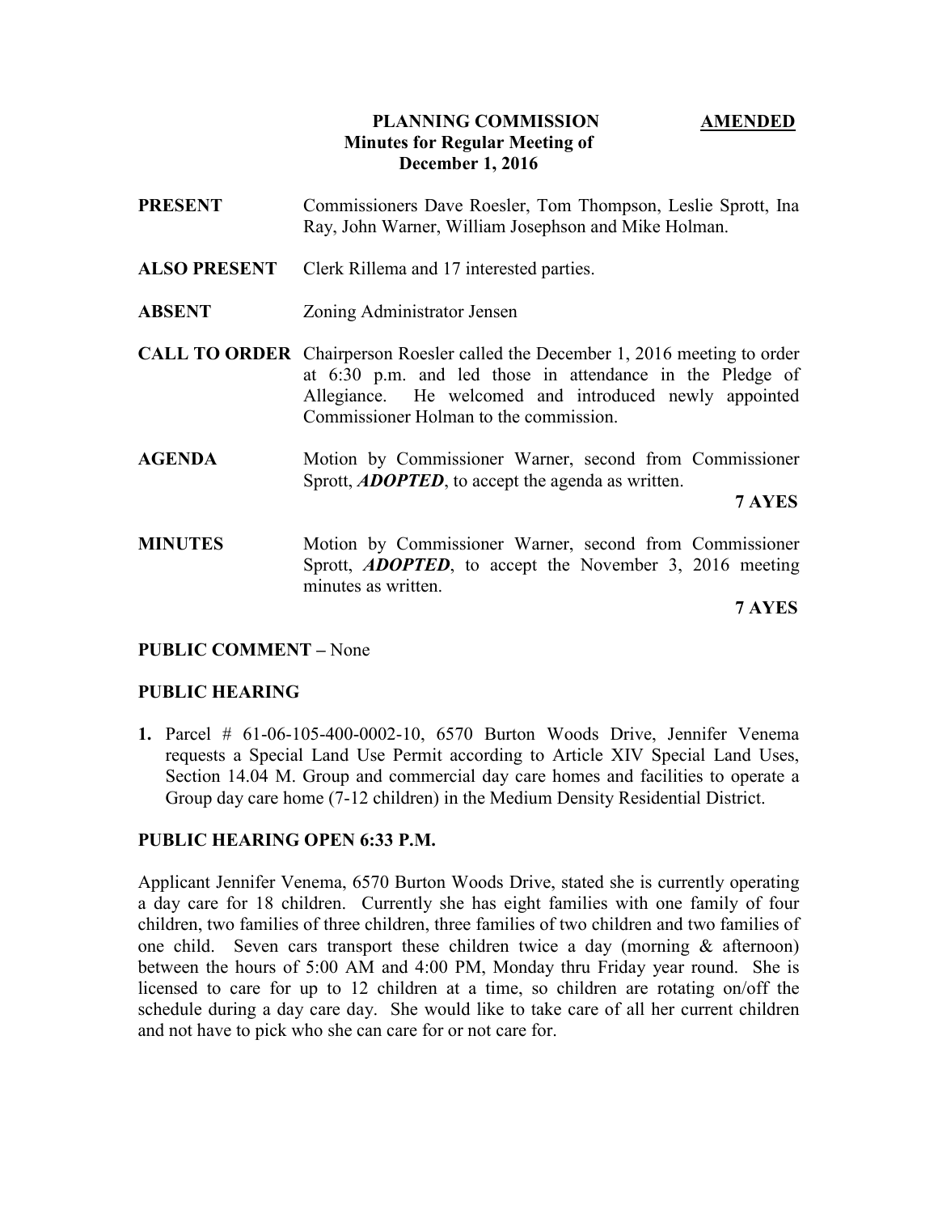# PLANNING COMMISSION **AMENDED**

## Minutes for Regular Meeting of December 1, 2016

**PRESENT** Commissioners Dave Roesler, Tom Thompson, Leslie Sprott, Ina Ray, John Warner, William Josephson and Mike Holman.

**ALSO PRESENT** Clerk Rillema and 17 interested parties.

**ABSENT** Zoning Administrator Jensen

**CALL TO ORDER** Chairperson Roesler called the December 1, 2016 meeting to order at 6:30 p.m. and led those in attendance in the Pledge of Allegiance. He welcomed and introduced newly appointed Commissioner Holman to the commission.

**AGENDA** Motion by Commissioner Warner, second from Commissioner Sprott, ***ADOPTED***, to accept the agenda as written.

**7 AYES**

**MINUTES** Motion by Commissioner Warner, second from Commissioner Sprott, ***ADOPTED***, to accept the November 3, 2016 meeting minutes as written.

**7 AYES**

**PUBLIC COMMENT –** None

**PUBLIC HEARING**

**1.** Parcel # 61-06-105-400-0002-10, 6570 Burton Woods Drive, Jennifer Venema requests a Special Land Use Permit according to Article XIV Special Land Uses, Section 14.04 M. Group and commercial day care homes and facilities to operate a Group day care home (7-12 children) in the Medium Density Residential District.

**PUBLIC HEARING OPEN 6:33 P.M.**

Applicant Jennifer Venema, 6570 Burton Woods Drive, stated she is currently operating a day care for 18 children. Currently she has eight families with one family of four children, two families of three children, three families of two children and two families of one child. Seven cars transport these children twice a day (morning & afternoon) between the hours of 5:00 AM and 4:00 PM, Monday thru Friday year round. She is licensed to care for up to 12 children at a time, so children are rotating on/off the schedule during a day care day. She would like to take care of all her current children and not have to pick who she can care for or not care for.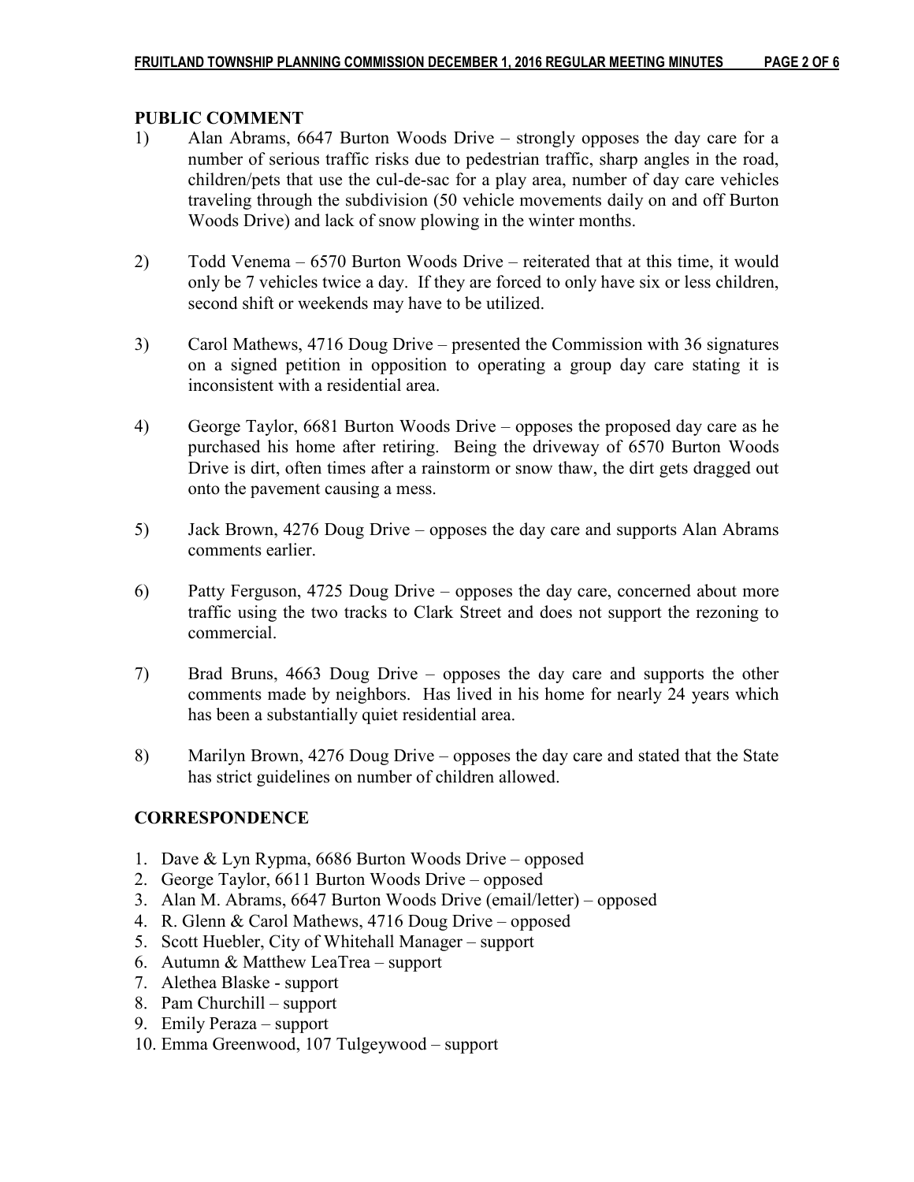## PUBLIC COMMENT

1) Alan Abrams, 6647 Burton Woods Drive – strongly opposes the day care for a number of serious traffic risks due to pedestrian traffic, sharp angles in the road, children/pets that use the cul-de-sac for a play area, number of day care vehicles traveling through the subdivision (50 vehicle movements daily on and off Burton Woods Drive) and lack of snow plowing in the winter months.

2) Todd Venema – 6570 Burton Woods Drive – reiterated that at this time, it would only be 7 vehicles twice a day. If they are forced to only have six or less children, second shift or weekends may have to be utilized.

3) Carol Mathews, 4716 Doug Drive – presented the Commission with 36 signatures on a signed petition in opposition to operating a group day care stating it is inconsistent with a residential area.

4) George Taylor, 6681 Burton Woods Drive – opposes the proposed day care as he purchased his home after retiring. Being the driveway of 6570 Burton Woods Drive is dirt, often times after a rainstorm or snow thaw, the dirt gets dragged out onto the pavement causing a mess.

5) Jack Brown, 4276 Doug Drive – opposes the day care and supports Alan Abrams comments earlier.

6) Patty Ferguson, 4725 Doug Drive – opposes the day care, concerned about more traffic using the two tracks to Clark Street and does not support the rezoning to commercial.

7) Brad Bruns, 4663 Doug Drive – opposes the day care and supports the other comments made by neighbors. Has lived in his home for nearly 24 years which has been a substantially quiet residential area.

8) Marilyn Brown, 4276 Doug Drive – opposes the day care and stated that the State has strict guidelines on number of children allowed.

## CORRESPONDENCE

1. Dave & Lyn Rypma, 6686 Burton Woods Drive – opposed
2. George Taylor, 6611 Burton Woods Drive – opposed
3. Alan M. Abrams, 6647 Burton Woods Drive (email/letter) – opposed
4. R. Glenn & Carol Mathews, 4716 Doug Drive – opposed
5. Scott Huebler, City of Whitehall Manager – support
6. Autumn & Matthew LeaTrea – support
7. Alethea Blaske - support
8. Pam Churchill – support
9. Emily Peraza – support
10. Emma Greenwood, 107 Tulgeywood – support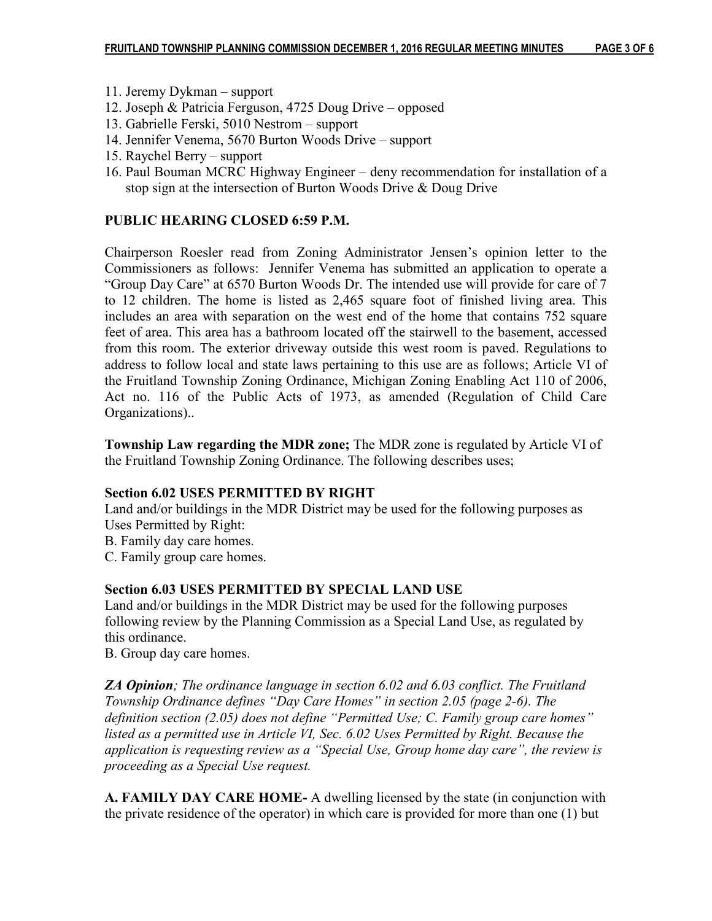11. Jeremy Dykman – support
12. Joseph & Patricia Ferguson, 4725 Doug Drive – opposed
13. Gabrielle Ferski, 5010 Nestrom – support
14. Jennifer Venema, 5670 Burton Woods Drive – support
15. Raychel Berry – support
16. Paul Bouman MCRC Highway Engineer – deny recommendation for installation of a stop sign at the intersection of Burton Woods Drive & Doug Drive

**PUBLIC HEARING CLOSED 6:59 P.M.**

Chairperson Roesler read from Zoning Administrator Jensen's opinion letter to the Commissioners as follows: Jennifer Venema has submitted an application to operate a "Group Day Care" at 6570 Burton Woods Dr. The intended use will provide for care of 7 to 12 children. The home is listed as 2,465 square foot of finished living area. This includes an area with separation on the west end of the home that contains 752 square feet of area. This area has a bathroom located off the stairwell to the basement, accessed from this room. The exterior driveway outside this west room is paved. Regulations to address to follow local and state laws pertaining to this use are as follows; Article VI of the Fruitland Township Zoning Ordinance, Michigan Zoning Enabling Act 110 of 2006, Act no. 116 of the Public Acts of 1973, as amended (Regulation of Child Care Organizations)..

**Township Law regarding the MDR zone;** The MDR zone is regulated by Article VI of the Fruitland Township Zoning Ordinance. The following describes uses;

**Section 6.02 USES PERMITTED BY RIGHT**

Land and/or buildings in the MDR District may be used for the following purposes as Uses Permitted by Right:

B. Family day care homes.

C. Family group care homes.

**Section 6.03 USES PERMITTED BY SPECIAL LAND USE**

Land and/or buildings in the MDR District may be used for the following purposes following review by the Planning Commission as a Special Land Use, as regulated by this ordinance.

B. Group day care homes.

***ZA Opinion****; The ordinance language in section 6.02 and 6.03 conflict. The Fruitland Township Ordinance defines "Day Care Homes" in section 2.05 (page 2-6). The definition section (2.05) does not define "Permitted Use; C. Family group care homes" listed as a permitted use in Article VI, Sec. 6.02 Uses Permitted by Right. Because the application is requesting review as a "Special Use, Group home day care", the review is proceeding as a Special Use request.*

**A. FAMILY DAY CARE HOME-** A dwelling licensed by the state (in conjunction with the private residence of the operator) in which care is provided for more than one (1) but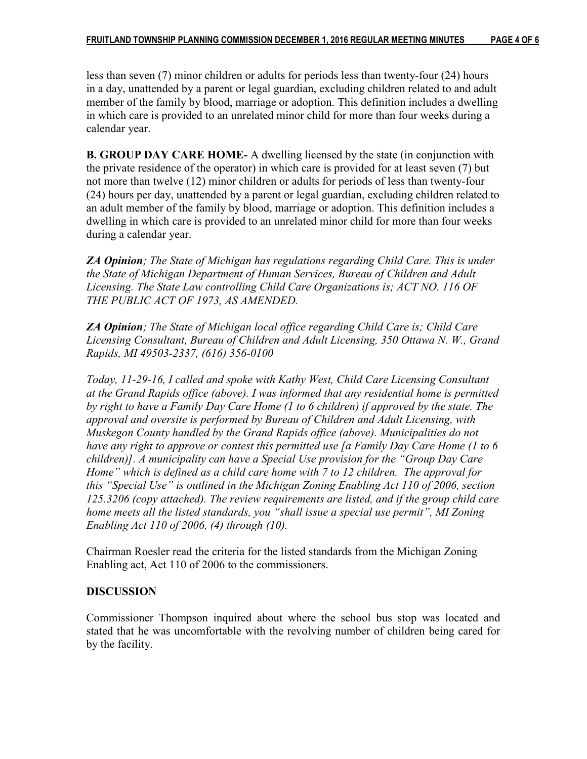less than seven (7) minor children or adults for periods less than twenty-four (24) hours in a day, unattended by a parent or legal guardian, excluding children related to and adult member of the family by blood, marriage or adoption. This definition includes a dwelling in which care is provided to an unrelated minor child for more than four weeks during a calendar year.

**B. GROUP DAY CARE HOME-** A dwelling licensed by the state (in conjunction with the private residence of the operator) in which care is provided for at least seven (7) but not more than twelve (12) minor children or adults for periods of less than twenty-four (24) hours per day, unattended by a parent or legal guardian, excluding children related to an adult member of the family by blood, marriage or adoption. This definition includes a dwelling in which care is provided to an unrelated minor child for more than four weeks during a calendar year.

***ZA Opinion****; The State of Michigan has regulations regarding Child Care. This is under the State of Michigan Department of Human Services, Bureau of Children and Adult Licensing. The State Law controlling Child Care Organizations is; ACT NO. 116 OF THE PUBLIC ACT OF 1973, AS AMENDED.*

***ZA Opinion****; The State of Michigan local office regarding Child Care is; Child Care Licensing Consultant, Bureau of Children and Adult Licensing, 350 Ottawa N. W., Grand Rapids, MI 49503-2337, (616) 356-0100*

*Today, 11-29-16, I called and spoke with Kathy West, Child Care Licensing Consultant at the Grand Rapids office (above). I was informed that any residential home is permitted by right to have a Family Day Care Home (1 to 6 children) if approved by the state. The approval and oversite is performed by Bureau of Children and Adult Licensing, with Muskegon County handled by the Grand Rapids office (above). Municipalities do not have any right to approve or contest this permitted use [a Family Day Care Home (1 to 6 children)]. A municipality can have a Special Use provision for the "Group Day Care Home" which is defined as a child care home with 7 to 12 children. The approval for this "Special Use" is outlined in the Michigan Zoning Enabling Act 110 of 2006, section 125.3206 (copy attached). The review requirements are listed, and if the group child care home meets all the listed standards, you "shall issue a special use permit", MI Zoning Enabling Act 110 of 2006, (4) through (10).*

Chairman Roesler read the criteria for the listed standards from the Michigan Zoning Enabling act, Act 110 of 2006 to the commissioners.

**DISCUSSION**

Commissioner Thompson inquired about where the school bus stop was located and stated that he was uncomfortable with the revolving number of children being cared for by the facility.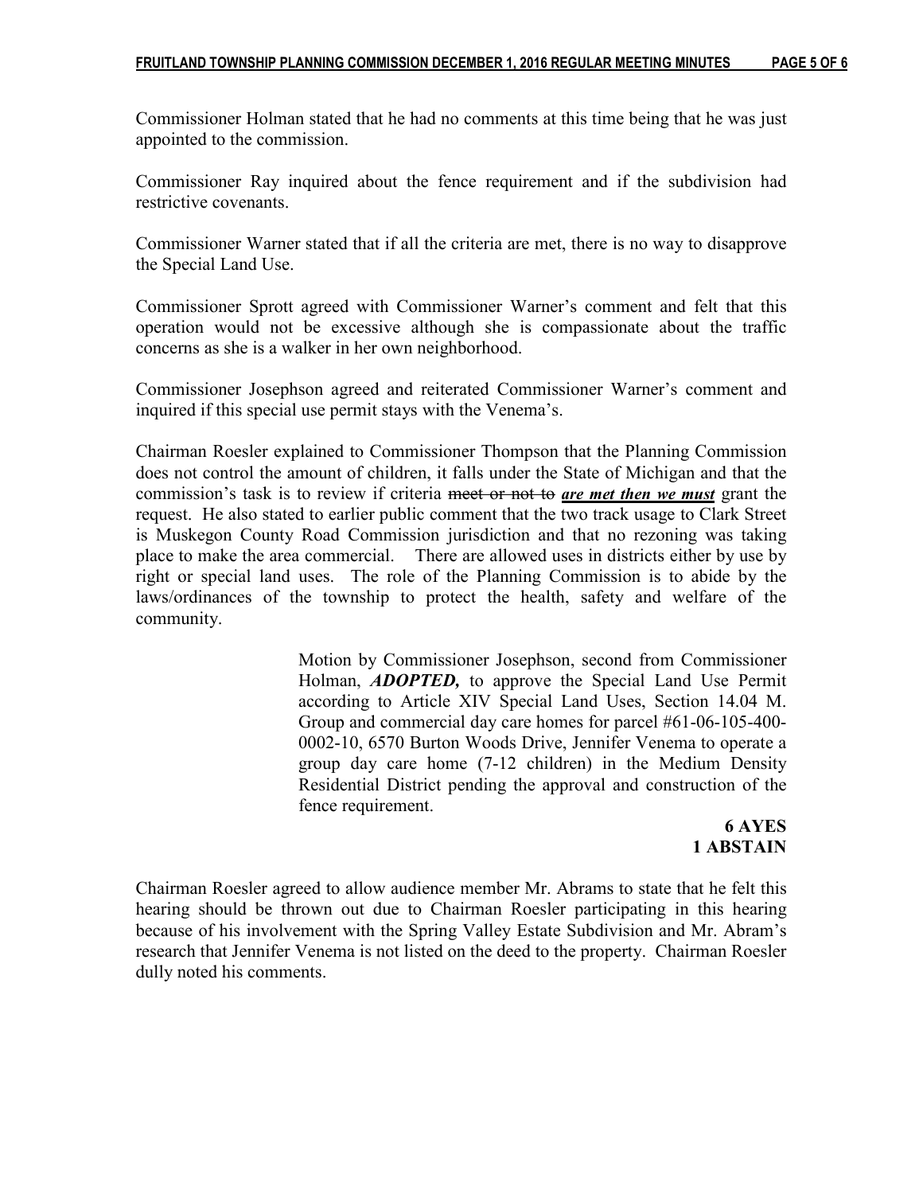Commissioner Holman stated that he had no comments at this time being that he was just appointed to the commission.

Commissioner Ray inquired about the fence requirement and if the subdivision had restrictive covenants.

Commissioner Warner stated that if all the criteria are met, there is no way to disapprove the Special Land Use.

Commissioner Sprott agreed with Commissioner Warner's comment and felt that this operation would not be excessive although she is compassionate about the traffic concerns as she is a walker in her own neighborhood.

Commissioner Josephson agreed and reiterated Commissioner Warner's comment and inquired if this special use permit stays with the Venema's.

Chairman Roesler explained to Commissioner Thompson that the Planning Commission does not control the amount of children, it falls under the State of Michigan and that the commission's task is to review if criteria ~~meet or not to~~ ***are met then we must*** grant the request. He also stated to earlier public comment that the two track usage to Clark Street is Muskegon County Road Commission jurisdiction and that no rezoning was taking place to make the area commercial. There are allowed uses in districts either by use by right or special land uses. The role of the Planning Commission is to abide by the laws/ordinances of the township to protect the health, safety and welfare of the community.

> Motion by Commissioner Josephson, second from Commissioner Holman, ***ADOPTED,*** to approve the Special Land Use Permit according to Article XIV Special Land Uses, Section 14.04 M. Group and commercial day care homes for parcel #61-06-105-400-0002-10, 6570 Burton Woods Drive, Jennifer Venema to operate a group day care home (7-12 children) in the Medium Density Residential District pending the approval and construction of the fence requirement.
>
> **6 AYES**
> **1 ABSTAIN**

Chairman Roesler agreed to allow audience member Mr. Abrams to state that he felt this hearing should be thrown out due to Chairman Roesler participating in this hearing because of his involvement with the Spring Valley Estate Subdivision and Mr. Abram's research that Jennifer Venema is not listed on the deed to the property. Chairman Roesler dully noted his comments.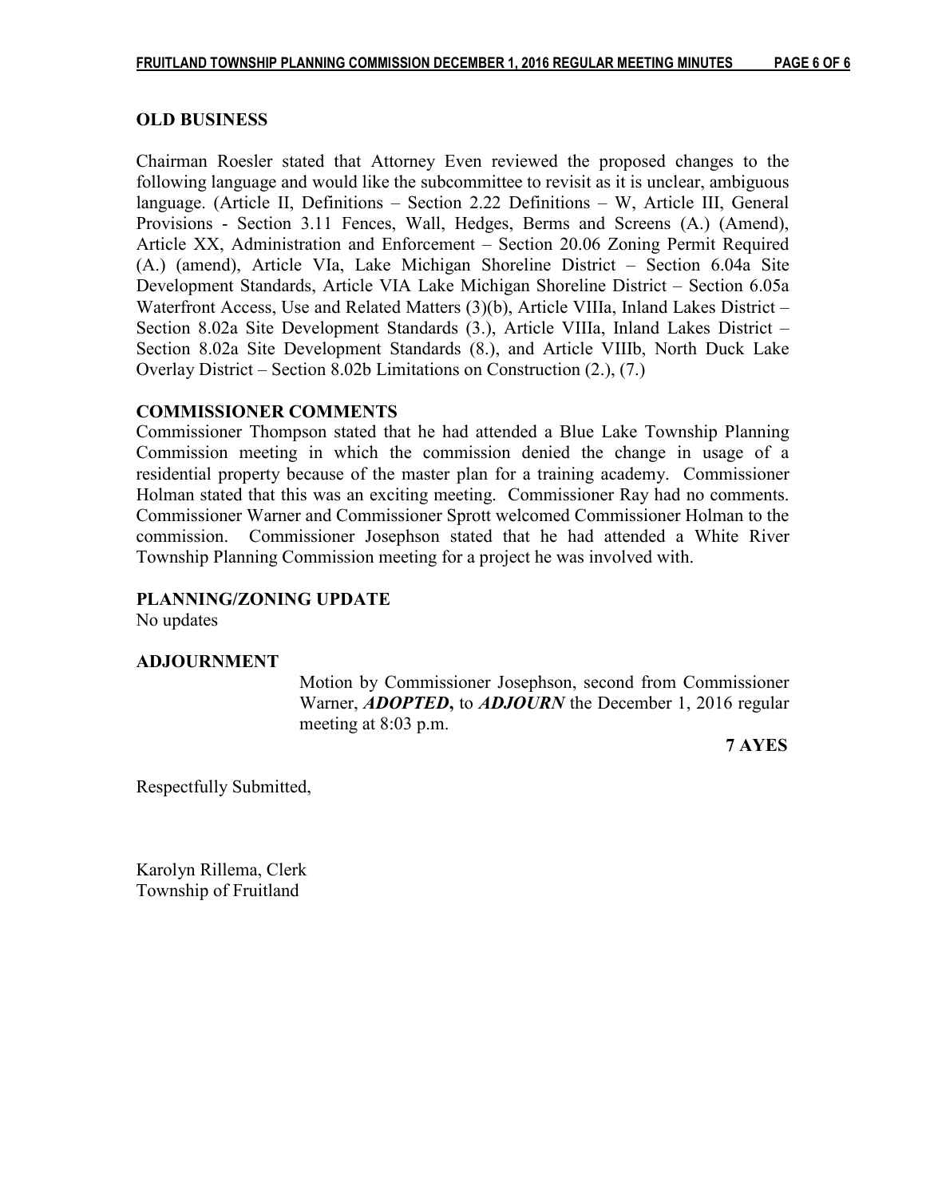**OLD BUSINESS**

Chairman Roesler stated that Attorney Even reviewed the proposed changes to the following language and would like the subcommittee to revisit as it is unclear, ambiguous language. (Article II, Definitions – Section 2.22 Definitions – W, Article III, General Provisions - Section 3.11 Fences, Wall, Hedges, Berms and Screens (A.) (Amend), Article XX, Administration and Enforcement – Section 20.06 Zoning Permit Required (A.) (amend), Article VIa, Lake Michigan Shoreline District – Section 6.04a Site Development Standards, Article VIA Lake Michigan Shoreline District – Section 6.05a Waterfront Access, Use and Related Matters (3)(b), Article VIIIa, Inland Lakes District – Section 8.02a Site Development Standards (3.), Article VIIIa, Inland Lakes District – Section 8.02a Site Development Standards (8.), and Article VIIIb, North Duck Lake Overlay District – Section 8.02b Limitations on Construction (2.), (7.)

**COMMISSIONER COMMENTS**

Commissioner Thompson stated that he had attended a Blue Lake Township Planning Commission meeting in which the commission denied the change in usage of a residential property because of the master plan for a training academy. Commissioner Holman stated that this was an exciting meeting. Commissioner Ray had no comments. Commissioner Warner and Commissioner Sprott welcomed Commissioner Holman to the commission. Commissioner Josephson stated that he had attended a White River Township Planning Commission meeting for a project he was involved with.

**PLANNING/ZONING UPDATE**

No updates

**ADJOURNMENT**

Motion by Commissioner Josephson, second from Commissioner Warner, ***ADOPTED***, to ***ADJOURN*** the December 1, 2016 regular meeting at 8:03 p.m.

**7 AYES**

Respectfully Submitted,

Karolyn Rillema, Clerk
Township of Fruitland